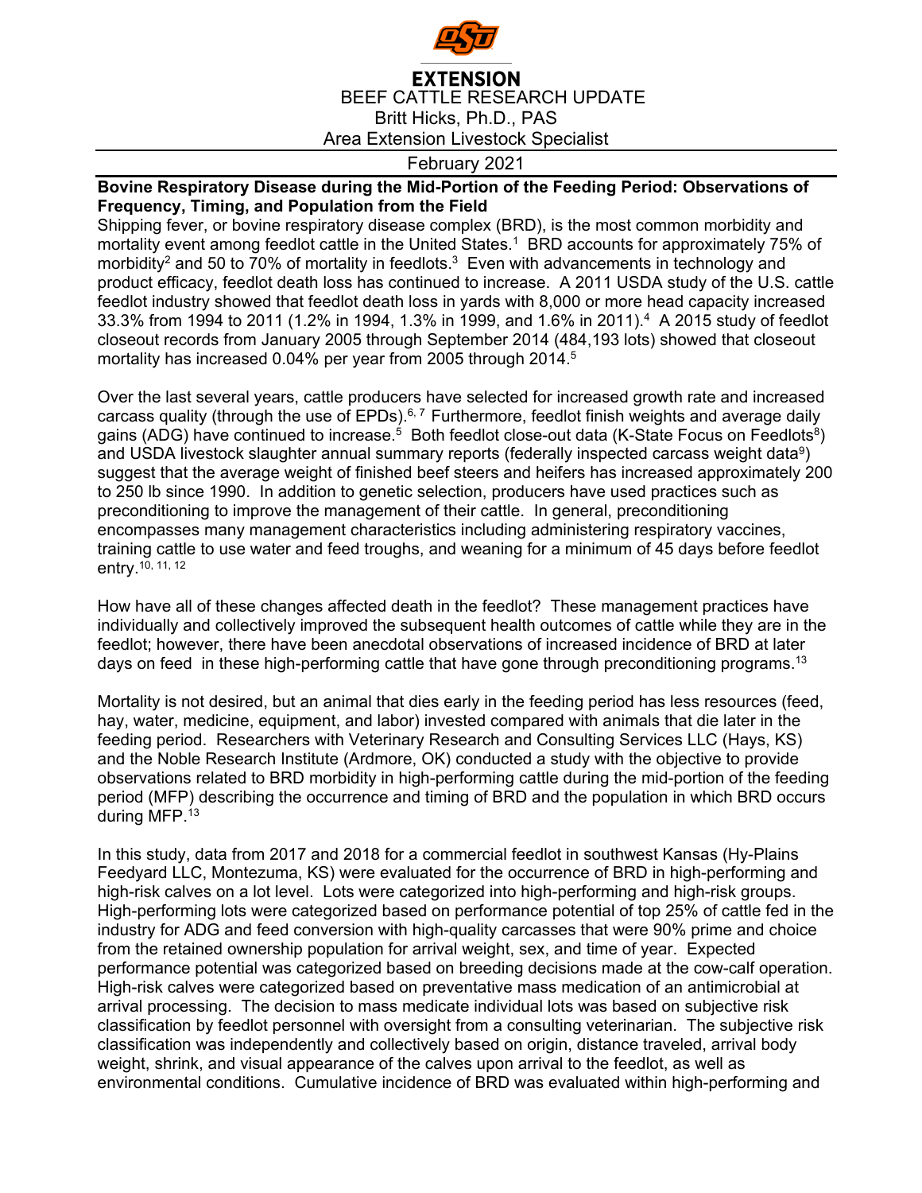**EXTENSION**

BEEF CATTLE RESEARCH UPDATE

Britt Hicks, Ph.D., PAS

Area Extension Livestock Specialist

February 2021

## Bovine Respiratory Disease during the Mid-Portion of the Feeding Period: Observations of Frequency, Timing, and Population from the Field

Shipping fever, or bovine respiratory disease complex (BRD), is the most common morbidity and mortality event among feedlot cattle in the United States.[1] BRD accounts for approximately 75% of morbidity[2] and 50 to 70% of mortality in feedlots.[3] Even with advancements in technology and product efficacy, feedlot death loss has continued to increase. A 2011 USDA study of the U.S. cattle feedlot industry showed that feedlot death loss in yards with 8,000 or more head capacity increased 33.3% from 1994 to 2011 (1.2% in 1994, 1.3% in 1999, and 1.6% in 2011).[4] A 2015 study of feedlot closeout records from January 2005 through September 2014 (484,193 lots) showed that closeout mortality has increased 0.04% per year from 2005 through 2014.[5]

Over the last several years, cattle producers have selected for increased growth rate and increased carcass quality (through the use of EPDs).[6, 7] Furthermore, feedlot finish weights and average daily gains (ADG) have continued to increase.[5] Both feedlot close-out data (K-State Focus on Feedlots[8]) and USDA livestock slaughter annual summary reports (federally inspected carcass weight data[9]) suggest that the average weight of finished beef steers and heifers has increased approximately 200 to 250 lb since 1990. In addition to genetic selection, producers have used practices such as preconditioning to improve the management of their cattle. In general, preconditioning encompasses many management characteristics including administering respiratory vaccines, training cattle to use water and feed troughs, and weaning for a minimum of 45 days before feedlot entry.[10, 11, 12]

How have all of these changes affected death in the feedlot? These management practices have individually and collectively improved the subsequent health outcomes of cattle while they are in the feedlot; however, there have been anecdotal observations of increased incidence of BRD at later days on feed in these high-performing cattle that have gone through preconditioning programs.[13]

Mortality is not desired, but an animal that dies early in the feeding period has less resources (feed, hay, water, medicine, equipment, and labor) invested compared with animals that die later in the feeding period. Researchers with Veterinary Research and Consulting Services LLC (Hays, KS) and the Noble Research Institute (Ardmore, OK) conducted a study with the objective to provide observations related to BRD morbidity in high-performing cattle during the mid-portion of the feeding period (MFP) describing the occurrence and timing of BRD and the population in which BRD occurs during MFP.[13]

In this study, data from 2017 and 2018 for a commercial feedlot in southwest Kansas (Hy-Plains Feedyard LLC, Montezuma, KS) were evaluated for the occurrence of BRD in high-performing and high-risk calves on a lot level. Lots were categorized into high-performing and high-risk groups. High-performing lots were categorized based on performance potential of top 25% of cattle fed in the industry for ADG and feed conversion with high-quality carcasses that were 90% prime and choice from the retained ownership population for arrival weight, sex, and time of year. Expected performance potential was categorized based on breeding decisions made at the cow-calf operation. High-risk calves were categorized based on preventative mass medication of an antimicrobial at arrival processing. The decision to mass medicate individual lots was based on subjective risk classification by feedlot personnel with oversight from a consulting veterinarian. The subjective risk classification was independently and collectively based on origin, distance traveled, arrival body weight, shrink, and visual appearance of the calves upon arrival to the feedlot, as well as environmental conditions. Cumulative incidence of BRD was evaluated within high-performing and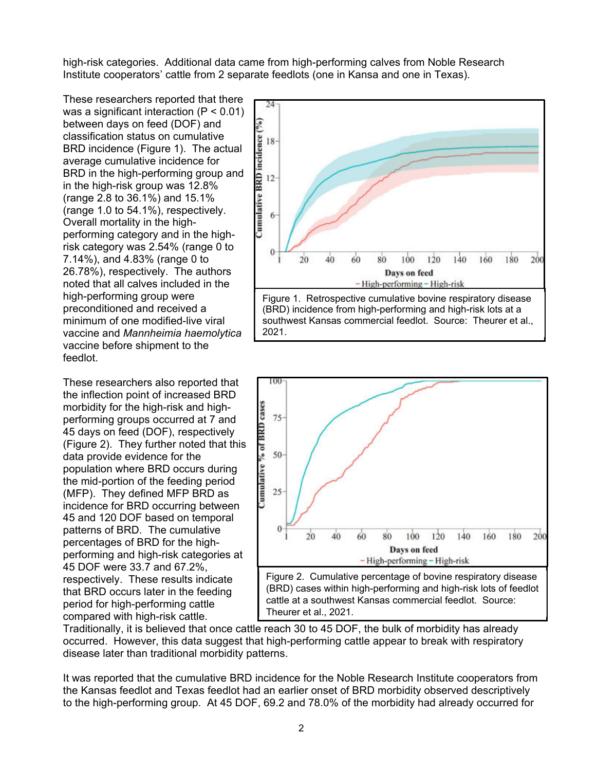high-risk categories. Additional data came from high-performing calves from Noble Research Institute cooperators' cattle from 2 separate feedlots (one in Kansa and one in Texas).

These researchers reported that there was a significant interaction ($P < 0.01$) between days on feed (DOF) and classification status on cumulative BRD incidence (Figure 1). The actual average cumulative incidence for BRD in the high-performing group and in the high-risk group was 12.8% (range 2.8 to 36.1%) and 15.1% (range 1.0 to 54.1%), respectively. Overall mortality in the high-performing category and in the high-risk category was 2.54% (range 0 to 7.14%), and 4.83% (range 0 to 26.78%), respectively. The authors noted that all calves included in the high-performing group were preconditioned and received a minimum of one modified-live viral vaccine and *Mannheimia haemolytica* vaccine before shipment to the feedlot.

Figure 1. Retrospective cumulative bovine respiratory disease (BRD) incidence from high-performing and high-risk lots at a southwest Kansas commercial feedlot. Source: Theurer et al., 2021.

These researchers also reported that the inflection point of increased BRD morbidity for the high-risk and high-performing groups occurred at 7 and 45 days on feed (DOF), respectively (Figure 2). They further noted that this data provide evidence for the population where BRD occurs during the mid-portion of the feeding period (MFP). They defined MFP BRD as incidence for BRD occurring between 45 and 120 DOF based on temporal patterns of BRD. The cumulative percentages of BRD for the high-performing and high-risk categories at 45 DOF were 33.7 and 67.2%, respectively. These results indicate that BRD occurs later in the feeding period for high-performing cattle compared with high-risk cattle. Traditionally, it is believed that once cattle reach 30 to 45 DOF, the bulk of morbidity has already occurred. However, this data suggest that high-performing cattle appear to break with respiratory disease later than traditional morbidity patterns.

Figure 2. Cumulative percentage of bovine respiratory disease (BRD) cases within high-performing and high-risk lots of feedlot cattle at a southwest Kansas commercial feedlot. Source: Theurer et al., 2021.

It was reported that the cumulative BRD incidence for the Noble Research Institute cooperators from the Kansas feedlot and Texas feedlot had an earlier onset of BRD morbidity observed descriptively to the high-performing group. At 45 DOF, 69.2 and 78.0% of the morbidity had already occurred for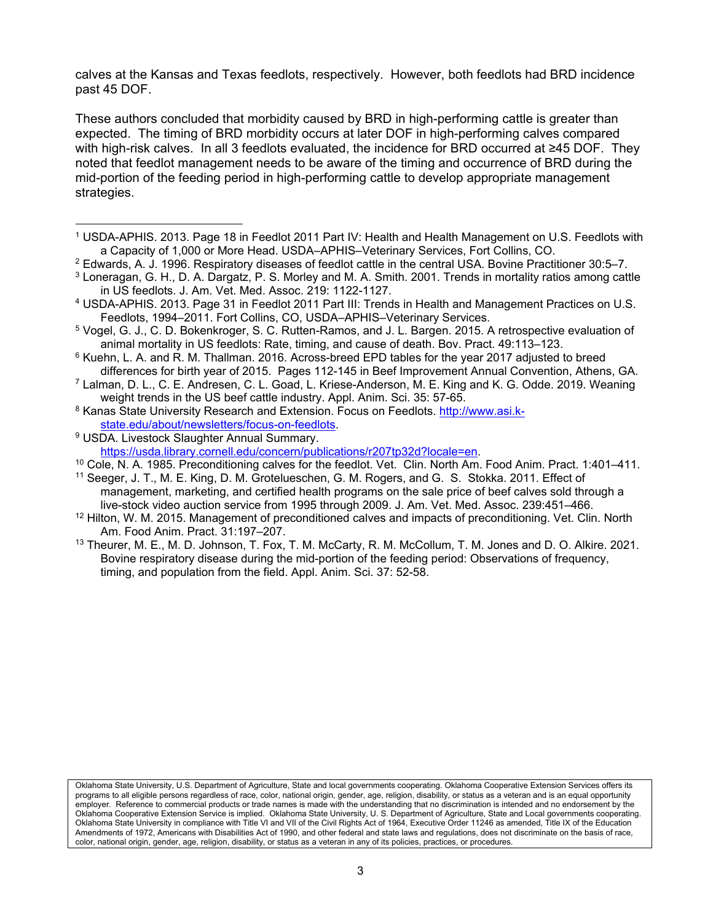calves at the Kansas and Texas feedlots, respectively. However, both feedlots had BRD incidence past 45 DOF.

These authors concluded that morbidity caused by BRD in high-performing cattle is greater than expected. The timing of BRD morbidity occurs at later DOF in high-performing calves compared with high-risk calves. In all 3 feedlots evaluated, the incidence for BRD occurred at ≥45 DOF. They noted that feedlot management needs to be aware of the timing and occurrence of BRD during the mid-portion of the feeding period in high-performing cattle to develop appropriate management strategies.

---

[1] USDA-APHIS. 2013. Page 18 in Feedlot 2011 Part IV: Health and Health Management on U.S. Feedlots with a Capacity of 1,000 or More Head. USDA–APHIS–Veterinary Services, Fort Collins, CO.

[2] Edwards, A. J. 1996. Respiratory diseases of feedlot cattle in the central USA. Bovine Practitioner 30:5–7.

[3] Loneragan, G. H., D. A. Dargatz, P. S. Morley and M. A. Smith. 2001. Trends in mortality ratios among cattle in US feedlots. J. Am. Vet. Med. Assoc. 219: 1122-1127.

[4] USDA-APHIS. 2013. Page 31 in Feedlot 2011 Part III: Trends in Health and Management Practices on U.S. Feedlots, 1994–2011. Fort Collins, CO, USDA–APHIS–Veterinary Services.

[5] Vogel, G. J., C. D. Bokenkroger, S. C. Rutten-Ramos, and J. L. Bargen. 2015. A retrospective evaluation of animal mortality in US feedlots: Rate, timing, and cause of death. Bov. Pract. 49:113–123.

[6] Kuehn, L. A. and R. M. Thallman. 2016. Across-breed EPD tables for the year 2017 adjusted to breed differences for birth year of 2015. Pages 112-145 in Beef Improvement Annual Convention, Athens, GA.

[7] Lalman, D. L., C. E. Andresen, C. L. Goad, L. Kriese-Anderson, M. E. King and K. G. Odde. 2019. Weaning weight trends in the US beef cattle industry. Appl. Anim. Sci. 35: 57-65.

[8] Kanas State University Research and Extension. Focus on Feedlots. http://www.asi.k-state.edu/about/newsletters/focus-on-feedlots.

[9] USDA. Livestock Slaughter Annual Summary. https://usda.library.cornell.edu/concern/publications/r207tp32d?locale=en.

[10] Cole, N. A. 1985. Preconditioning calves for the feedlot. Vet. Clin. North Am. Food Anim. Pract. 1:401–411.

[11] Seeger, J. T., M. E. King, D. M. Grotelueschen, G. M. Rogers, and G. S. Stokka. 2011. Effect of management, marketing, and certified health programs on the sale price of beef calves sold through a live-stock video auction service from 1995 through 2009. J. Am. Vet. Med. Assoc. 239:451–466.

[12] Hilton, W. M. 2015. Management of preconditioned calves and impacts of preconditioning. Vet. Clin. North Am. Food Anim. Pract. 31:197–207.

[13] Theurer, M. E., M. D. Johnson, T. Fox, T. M. McCarty, R. M. McCollum, T. M. Jones and D. O. Alkire. 2021. Bovine respiratory disease during the mid-portion of the feeding period: Observations of frequency, timing, and population from the field. Appl. Anim. Sci. 37: 52-58.

Oklahoma State University, U.S. Department of Agriculture, State and local governments cooperating. Oklahoma Cooperative Extension Services offers its programs to all eligible persons regardless of race, color, national origin, gender, age, religion, disability, or status as a veteran and is an equal opportunity employer. Reference to commercial products or trade names is made with the understanding that no discrimination is intended and no endorsement by the Oklahoma Cooperative Extension Service is implied. Oklahoma State University, U. S. Department of Agriculture, State and Local governments cooperating. Oklahoma State University in compliance with Title VI and VII of the Civil Rights Act of 1964, Executive Order 11246 as amended, Title IX of the Education Amendments of 1972, Americans with Disabilities Act of 1990, and other federal and state laws and regulations, does not discriminate on the basis of race, color, national origin, gender, age, religion, disability, or status as a veteran in any of its policies, practices, or procedures.